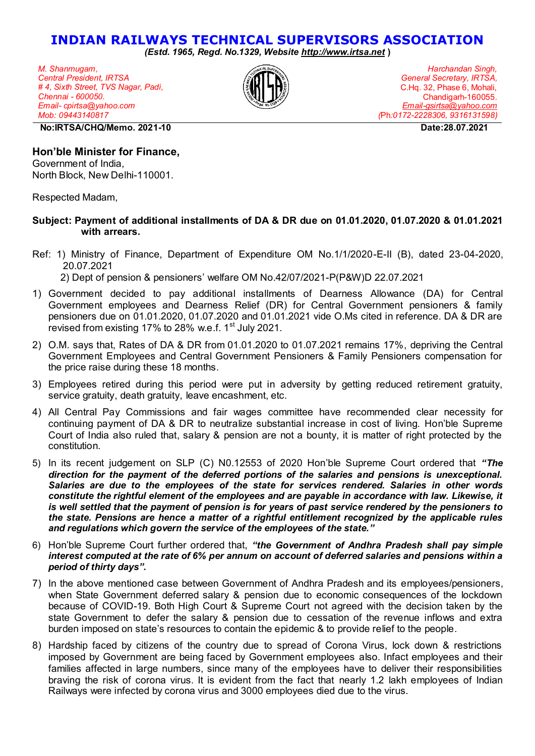# INDIAN RAILWAYS TECHNICAL SUPERVISORS ASSOCIATION

***(Estd. 1965, Regd. No.1329, Website http://www.irtsa.net )***

*M. Shanmugam,*
*Central President, IRTSA*
*# 4, Sixth Street, TVS Nagar, Padi,*
*Chennai - 600050.*
*Email- cpirtsa@yahoo.com*
*Mob: 09443140817*

*Harchandan Singh,*
*General Secretary, IRTSA,*
C.Hq. 32, Phase 6, Mohali,
Chandigarh-160055.
*Email-gsirtsa@yahoo.com*
*(Ph:0172-2228306, 9316131598)*

**No:IRTSA/CHQ/Memo. 2021-10** **Date:28.07.2021**

**Hon'ble Minister for Finance,**
Government of India,
North Block, New Delhi-110001.

Respected Madam,

**Subject: Payment of additional installments of DA & DR due on 01.01.2020, 01.07.2020 & 01.01.2021 with arrears.**

Ref: 1) Ministry of Finance, Department of Expenditure OM No.1/1/2020-E-II (B), dated 23-04-2020, 20.07.2021
2) Dept of pension & pensioners' welfare OM No.42/07/2021-P(P&W)D 22.07.2021

1) Government decided to pay additional installments of Dearness Allowance (DA) for Central Government employees and Dearness Relief (DR) for Central Government pensioners & family pensioners due on 01.01.2020, 01.07.2020 and 01.01.2021 vide O.Ms cited in reference. DA & DR are revised from existing 17% to 28% w.e.f. 1st July 2021.

2) O.M. says that, Rates of DA & DR from 01.01.2020 to 01.07.2021 remains 17%, depriving the Central Government Employees and Central Government Pensioners & Family Pensioners compensation for the price raise during these 18 months.

3) Employees retired during this period were put in adversity by getting reduced retirement gratuity, service gratuity, death gratuity, leave encashment, etc.

4) All Central Pay Commissions and fair wages committee have recommended clear necessity for continuing payment of DA & DR to neutralize substantial increase in cost of living. Hon'ble Supreme Court of India also ruled that, salary & pension are not a bounty, it is matter of right protected by the constitution.

5) In its recent judgement on SLP (C) N0.12553 of 2020 Hon'ble Supreme Court ordered that ***"The direction for the payment of the deferred portions of the salaries and pensions is unexceptional. Salaries are due to the employees of the state for services rendered. Salaries in other words constitute the rightful element of the employees and are payable in accordance with law. Likewise, it is well settled that the payment of pension is for years of past service rendered by the pensioners to the state. Pensions are hence a matter of a rightful entitlement recognized by the applicable rules and regulations which govern the service of the employees of the state."***

6) Hon'ble Supreme Court further ordered that, ***"the Government of Andhra Pradesh shall pay simple interest computed at the rate of 6% per annum on account of deferred salaries and pensions within a period of thirty days".***

7) In the above mentioned case between Government of Andhra Pradesh and its employees/pensioners, when State Government deferred salary & pension due to economic consequences of the lockdown because of COVID-19. Both High Court & Supreme Court not agreed with the decision taken by the state Government to defer the salary & pension due to cessation of the revenue inflows and extra burden imposed on state's resources to contain the epidemic & to provide relief to the people.

8) Hardship faced by citizens of the country due to spread of Corona Virus, lock down & restrictions imposed by Government are being faced by Government employees also. Infact employees and their families affected in large numbers, since many of the employees have to deliver their responsibilities braving the risk of corona virus. It is evident from the fact that nearly 1.2 lakh employees of Indian Railways were infected by corona virus and 3000 employees died due to the virus.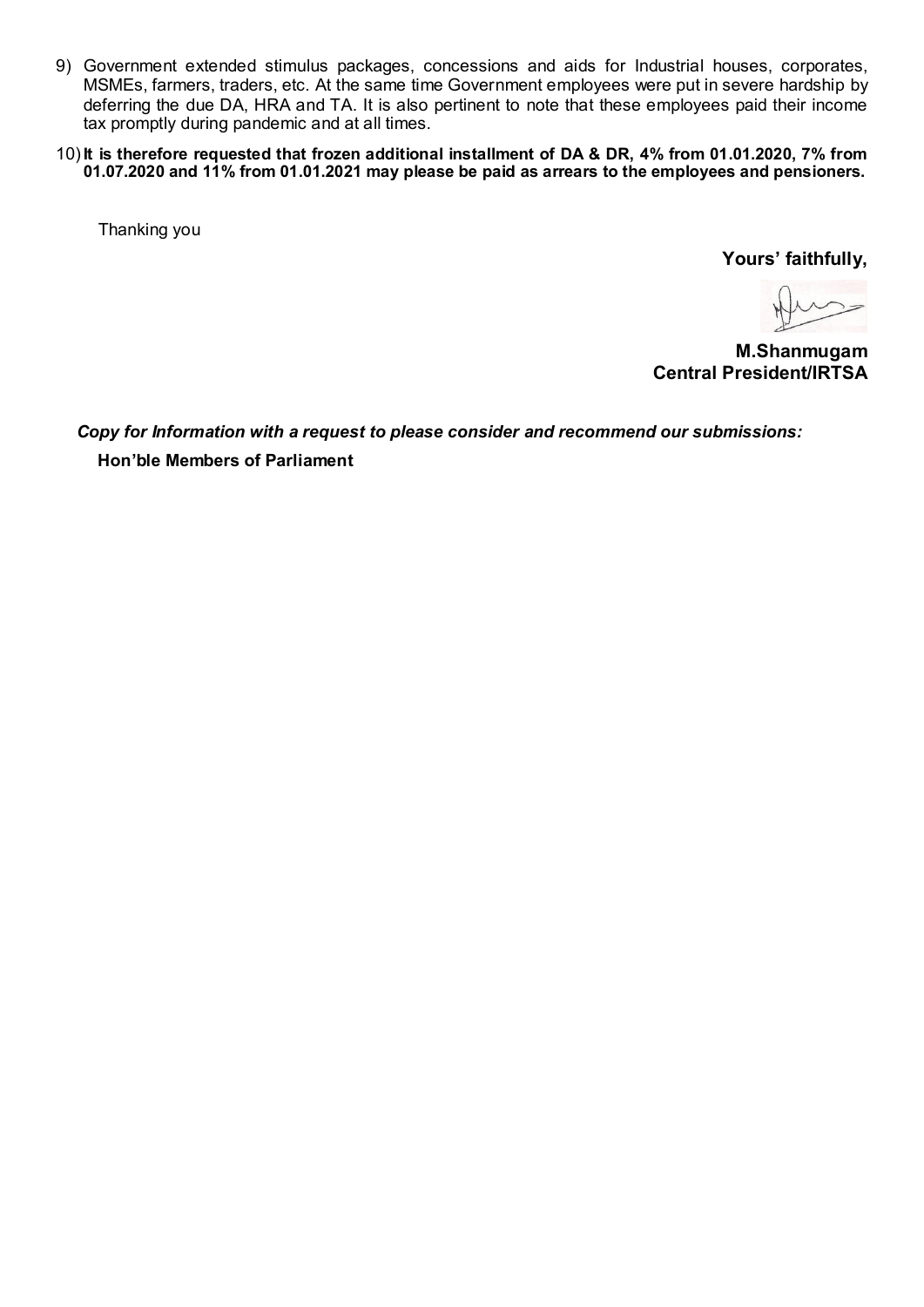9) Government extended stimulus packages, concessions and aids for Industrial houses, corporates, MSMEs, farmers, traders, etc. At the same time Government employees were put in severe hardship by deferring the due DA, HRA and TA. It is also pertinent to note that these employees paid their income tax promptly during pandemic and at all times.

10) **It is therefore requested that frozen additional installment of DA & DR, 4% from 01.01.2020, 7% from 01.07.2020 and 11% from 01.01.2021 may please be paid as arrears to the employees and pensioners.**

Thanking you

**Yours' faithfully,**

**M.Shanmugam**
**Central President/IRTSA**

***Copy for Information with a request to please consider and recommend our submissions:***

**Hon'ble Members of Parliament**